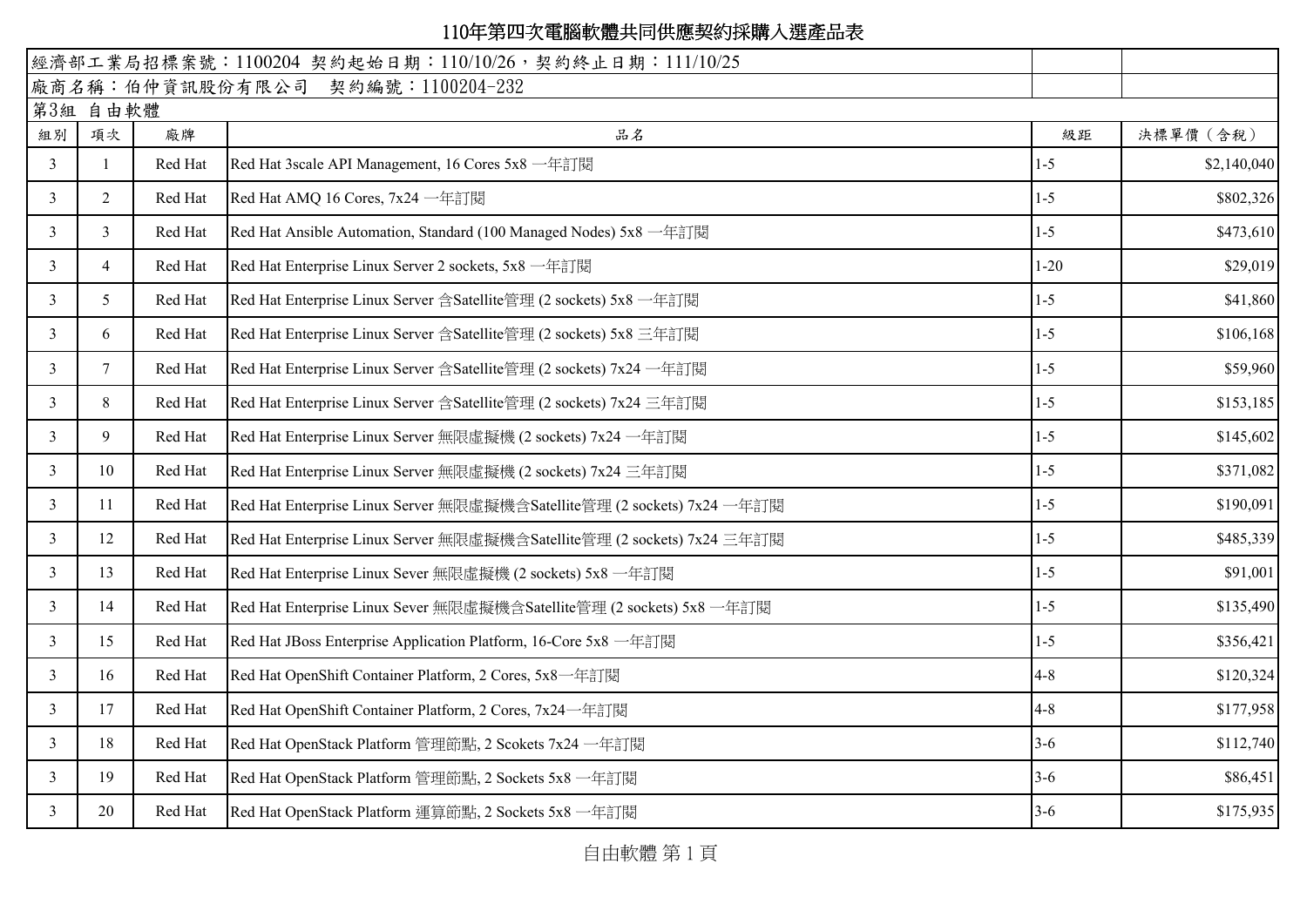# 110年第四次電腦軟體共同供應契約採購入選產品表

經濟部工業局招標案號：1100204 契約起始日期：110/10/26，契約終止日期：111/10/25

廠商名稱：伯仲資訊股份有限公司　契約編號：1100204-232

第3組 自由軟體

| 組別 | 項次 | 廠牌 | 品名 | 級距 | 決標單價（含稅） |
|---|---|---|---|---|---|
| 3 | 1 | Red Hat | Red Hat 3scale API Management, 16 Cores 5x8 一年訂閱 | 1-5 | $2,140,040 |
| 3 | 2 | Red Hat | Red Hat AMQ 16 Cores, 7x24 一年訂閱 | 1-5 | $802,326 |
| 3 | 3 | Red Hat | Red Hat Ansible Automation, Standard (100 Managed Nodes) 5x8 一年訂閱 | 1-5 | $473,610 |
| 3 | 4 | Red Hat | Red Hat Enterprise Linux Server 2 sockets, 5x8 一年訂閱 | 1-20 | $29,019 |
| 3 | 5 | Red Hat | Red Hat Enterprise Linux Server 含Satellite管理 (2 sockets) 5x8 一年訂閱 | 1-5 | $41,860 |
| 3 | 6 | Red Hat | Red Hat Enterprise Linux Server 含Satellite管理 (2 sockets) 5x8 三年訂閱 | 1-5 | $106,168 |
| 3 | 7 | Red Hat | Red Hat Enterprise Linux Server 含Satellite管理 (2 sockets) 7x24 一年訂閱 | 1-5 | $59,960 |
| 3 | 8 | Red Hat | Red Hat Enterprise Linux Server 含Satellite管理 (2 sockets) 7x24 三年訂閱 | 1-5 | $153,185 |
| 3 | 9 | Red Hat | Red Hat Enterprise Linux Server 無限虛擬機 (2 sockets) 7x24 一年訂閱 | 1-5 | $145,602 |
| 3 | 10 | Red Hat | Red Hat Enterprise Linux Server 無限虛擬機 (2 sockets) 7x24 三年訂閱 | 1-5 | $371,082 |
| 3 | 11 | Red Hat | Red Hat Enterprise Linux Server 無限虛擬機含Satellite管理 (2 sockets) 7x24 一年訂閱 | 1-5 | $190,091 |
| 3 | 12 | Red Hat | Red Hat Enterprise Linux Server 無限虛擬機含Satellite管理 (2 sockets) 7x24 三年訂閱 | 1-5 | $485,339 |
| 3 | 13 | Red Hat | Red Hat Enterprise Linux Sever 無限虛擬機 (2 sockets) 5x8 一年訂閱 | 1-5 | $91,001 |
| 3 | 14 | Red Hat | Red Hat Enterprise Linux Sever 無限虛擬機含Satellite管理 (2 sockets) 5x8 一年訂閱 | 1-5 | $135,490 |
| 3 | 15 | Red Hat | Red Hat JBoss Enterprise Application Platform, 16-Core 5x8 一年訂閱 | 1-5 | $356,421 |
| 3 | 16 | Red Hat | Red Hat OpenShift Container Platform, 2 Cores, 5x8一年訂閱 | 4-8 | $120,324 |
| 3 | 17 | Red Hat | Red Hat OpenShift Container Platform, 2 Cores, 7x24一年訂閱 | 4-8 | $177,958 |
| 3 | 18 | Red Hat | Red Hat OpenStack Platform 管理節點, 2 Scokets 7x24 一年訂閱 | 3-6 | $112,740 |
| 3 | 19 | Red Hat | Red Hat OpenStack Platform 管理節點, 2 Sockets 5x8 一年訂閱 | 3-6 | $86,451 |
| 3 | 20 | Red Hat | Red Hat OpenStack Platform 運算節點, 2 Sockets 5x8 一年訂閱 | 3-6 | $175,935 |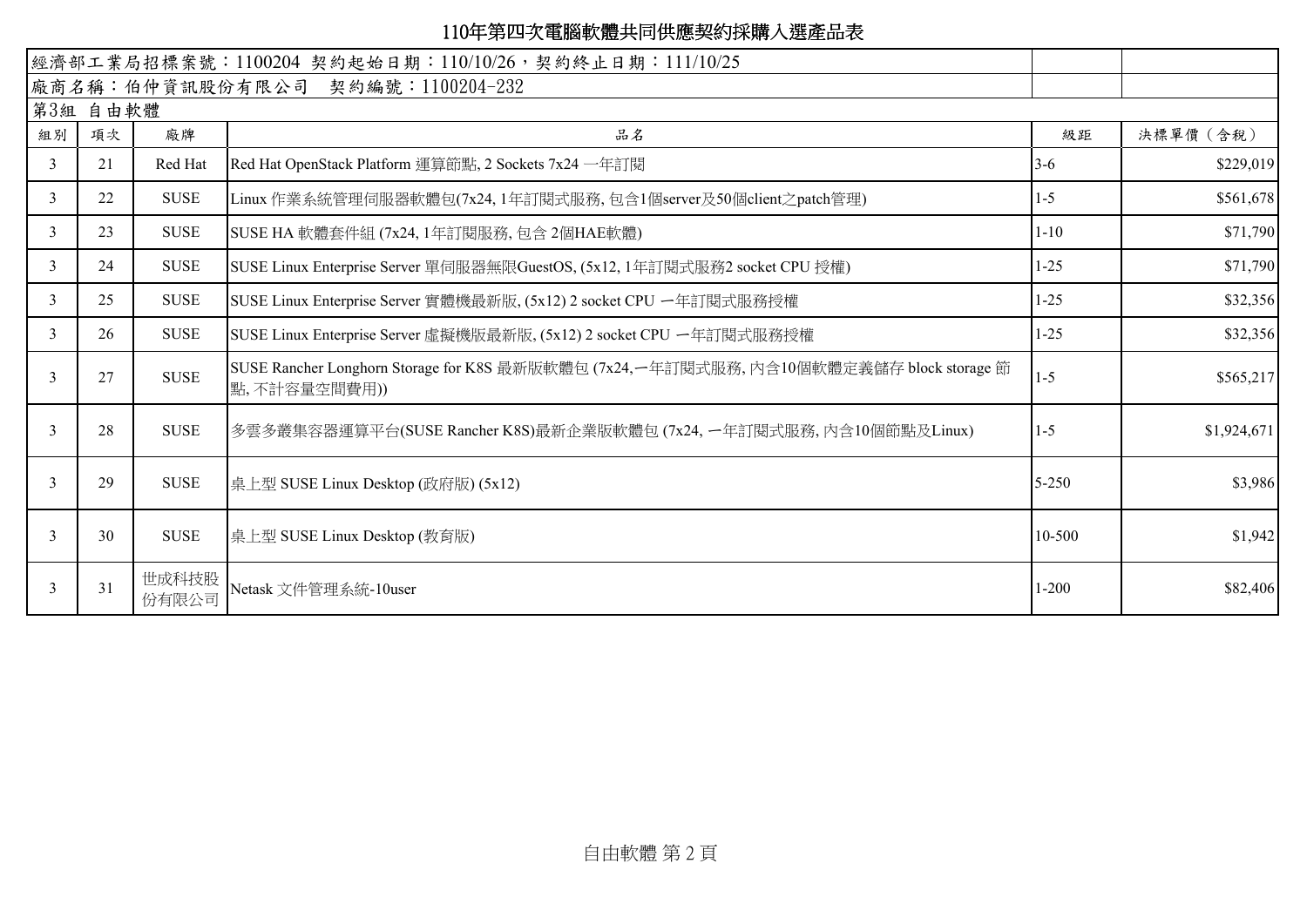# 110年第四次電腦軟體共同供應契約採購入選產品表

| 經濟部工業局招標案號：1100204 契約起始日期：110/10/26，契約終止日期：111/10/25 | | | | | |
|---|---|---|---|---|---|
| 廠商名稱：伯仲資訊股份有限公司　契約編號：1100204-232 | | | | | |
| 第3組 自由軟體 | | | | | |
| 組別 | 項次 | 廠牌 | 品名 | 級距 | 決標單價（含稅） |
| 3 | 21 | Red Hat | Red Hat OpenStack Platform 運算節點, 2 Sockets 7x24 一年訂閱 | 3-6 | $229,019 |
| 3 | 22 | SUSE | Linux 作業系統管理伺服器軟體包(7x24, 1年訂閱式服務, 包含1個server及50個client之patch管理) | 1-5 | $561,678 |
| 3 | 23 | SUSE | SUSE HA 軟體套件組 (7x24, 1年訂閱服務, 包含 2個HAE軟體) | 1-10 | $71,790 |
| 3 | 24 | SUSE | SUSE Linux Enterprise Server 單伺服器無限GuestOS, (5x12, 1年訂閱式服務2 socket CPU 授權) | 1-25 | $71,790 |
| 3 | 25 | SUSE | SUSE Linux Enterprise Server 實體機最新版, (5x12) 2 socket CPU 一年訂閱式服務授權 | 1-25 | $32,356 |
| 3 | 26 | SUSE | SUSE Linux Enterprise Server 虛擬機版最新版, (5x12) 2 socket CPU 一年訂閱式服務授權 | 1-25 | $32,356 |
| 3 | 27 | SUSE | SUSE Rancher Longhorn Storage for K8S 最新版軟體包 (7x24,一年訂閱式服務, 內含10個軟體定義儲存 block storage 節點, 不計容量空間費用)) | 1-5 | $565,217 |
| 3 | 28 | SUSE | 多雲多叢集容器運算平台(SUSE Rancher K8S)最新企業版軟體包 (7x24, 一年訂閱式服務, 內含10個節點及Linux) | 1-5 | $1,924,671 |
| 3 | 29 | SUSE | 桌上型 SUSE Linux Desktop (政府版) (5x12) | 5-250 | $3,986 |
| 3 | 30 | SUSE | 桌上型 SUSE Linux Desktop (教育版) | 10-500 | $1,942 |
| 3 | 31 | 世成科技股份有限公司 | Netask 文件管理系統-10user | 1-200 | $82,406 |